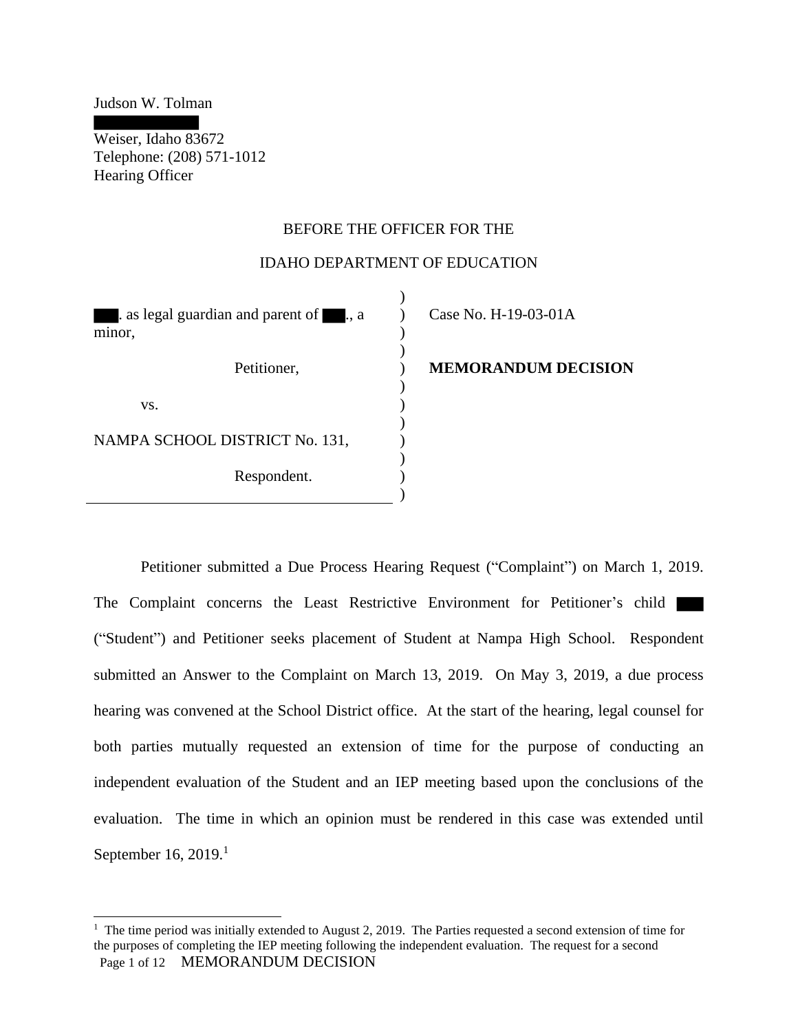Judson W. Tolman
█████████
Weiser, Idaho 83672
Telephone: (208) 571-1012
Hearing Officer

BEFORE THE OFFICER FOR THE

IDAHO DEPARTMENT OF EDUCATION

| | |
|---|---|
| ███. as legal guardian and parent of ███., a minor, | Case No. H-19-03-01A |
| Petitioner, | **MEMORANDUM DECISION** |
| vs. | |
| NAMPA SCHOOL DISTRICT No. 131, | |
| Respondent. | |

Petitioner submitted a Due Process Hearing Request ("Complaint") on March 1, 2019. The Complaint concerns the Least Restrictive Environment for Petitioner's child ███ ("Student") and Petitioner seeks placement of Student at Nampa High School. Respondent submitted an Answer to the Complaint on March 13, 2019. On May 3, 2019, a due process hearing was convened at the School District office. At the start of the hearing, legal counsel for both parties mutually requested an extension of time for the purpose of conducting an independent evaluation of the Student and an IEP meeting based upon the conclusions of the evaluation. The time in which an opinion must be rendered in this case was extended until September 16, 2019.[1]

[1] The time period was initially extended to August 2, 2019. The Parties requested a second extension of time for the purposes of completing the IEP meeting following the independent evaluation. The request for a second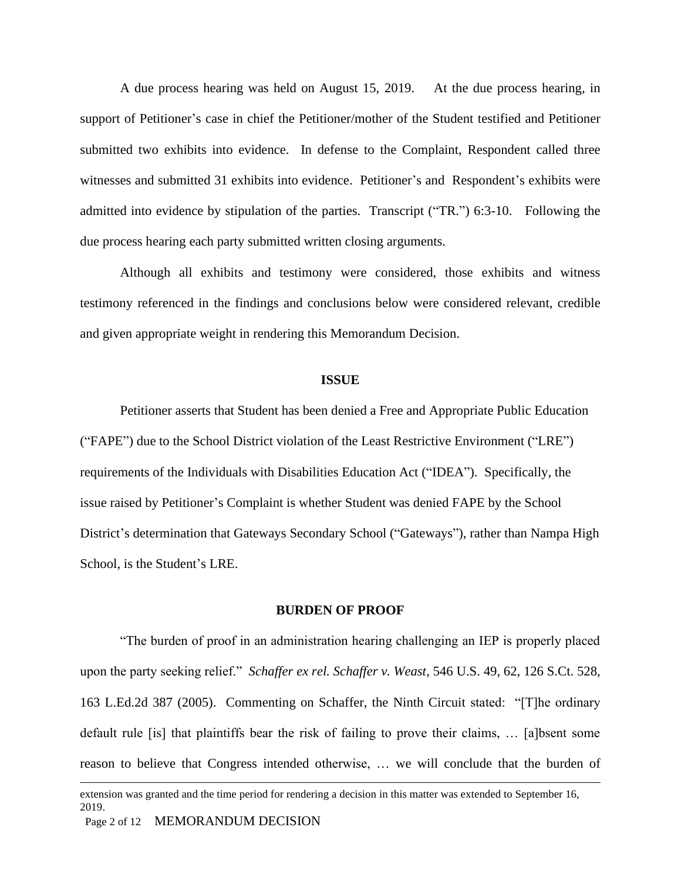A due process hearing was held on August 15, 2019. At the due process hearing, in support of Petitioner's case in chief the Petitioner/mother of the Student testified and Petitioner submitted two exhibits into evidence. In defense to the Complaint, Respondent called three witnesses and submitted 31 exhibits into evidence. Petitioner's and Respondent's exhibits were admitted into evidence by stipulation of the parties. Transcript ("TR.") 6:3-10. Following the due process hearing each party submitted written closing arguments.

Although all exhibits and testimony were considered, those exhibits and witness testimony referenced in the findings and conclusions below were considered relevant, credible and given appropriate weight in rendering this Memorandum Decision.

## ISSUE

Petitioner asserts that Student has been denied a Free and Appropriate Public Education ("FAPE") due to the School District violation of the Least Restrictive Environment ("LRE") requirements of the Individuals with Disabilities Education Act ("IDEA"). Specifically, the issue raised by Petitioner's Complaint is whether Student was denied FAPE by the School District's determination that Gateways Secondary School ("Gateways"), rather than Nampa High School, is the Student's LRE.

## BURDEN OF PROOF

"The burden of proof in an administration hearing challenging an IEP is properly placed upon the party seeking relief." *Schaffer ex rel. Schaffer v. Weast*, 546 U.S. 49, 62, 126 S.Ct. 528, 163 L.Ed.2d 387 (2005). Commenting on Schaffer, the Ninth Circuit stated: "[T]he ordinary default rule [is] that plaintiffs bear the risk of failing to prove their claims, … [a]bsent some reason to believe that Congress intended otherwise, … we will conclude that the burden of

---

extension was granted and the time period for rendering a decision in this matter was extended to September 16, 2019.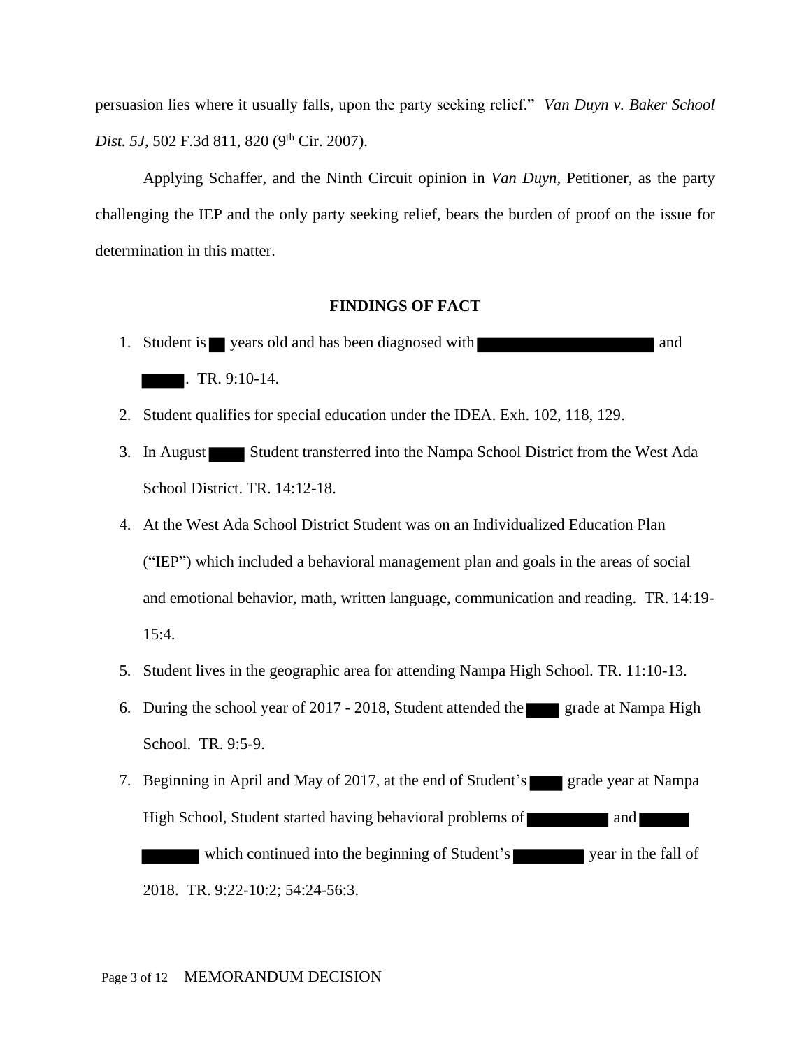persuasion lies where it usually falls, upon the party seeking relief." *Van Duyn v. Baker School Dist. 5J*, 502 F.3d 811, 820 (9th Cir. 2007).

Applying Schaffer, and the Ninth Circuit opinion in *Van Duyn*, Petitioner, as the party challenging the IEP and the only party seeking relief, bears the burden of proof on the issue for determination in this matter.

## FINDINGS OF FACT

1. Student is ███ years old and has been diagnosed with ████████████████ and █████. TR. 9:10-14.
2. Student qualifies for special education under the IDEA. Exh. 102, 118, 129.
3. In August █████ Student transferred into the Nampa School District from the West Ada School District. TR. 14:12-18.
4. At the West Ada School District Student was on an Individualized Education Plan ("IEP") which included a behavioral management plan and goals in the areas of social and emotional behavior, math, written language, communication and reading. TR. 14:19-15:4.
5. Student lives in the geographic area for attending Nampa High School. TR. 11:10-13.
6. During the school year of 2017 - 2018, Student attended the ████ grade at Nampa High School. TR. 9:5-9.
7. Beginning in April and May of 2017, at the end of Student's ████ grade year at Nampa High School, Student started having behavioral problems of ████████ and █████ █████ which continued into the beginning of Student's ████████ year in the fall of 2018. TR. 9:22-10:2; 54:24-56:3.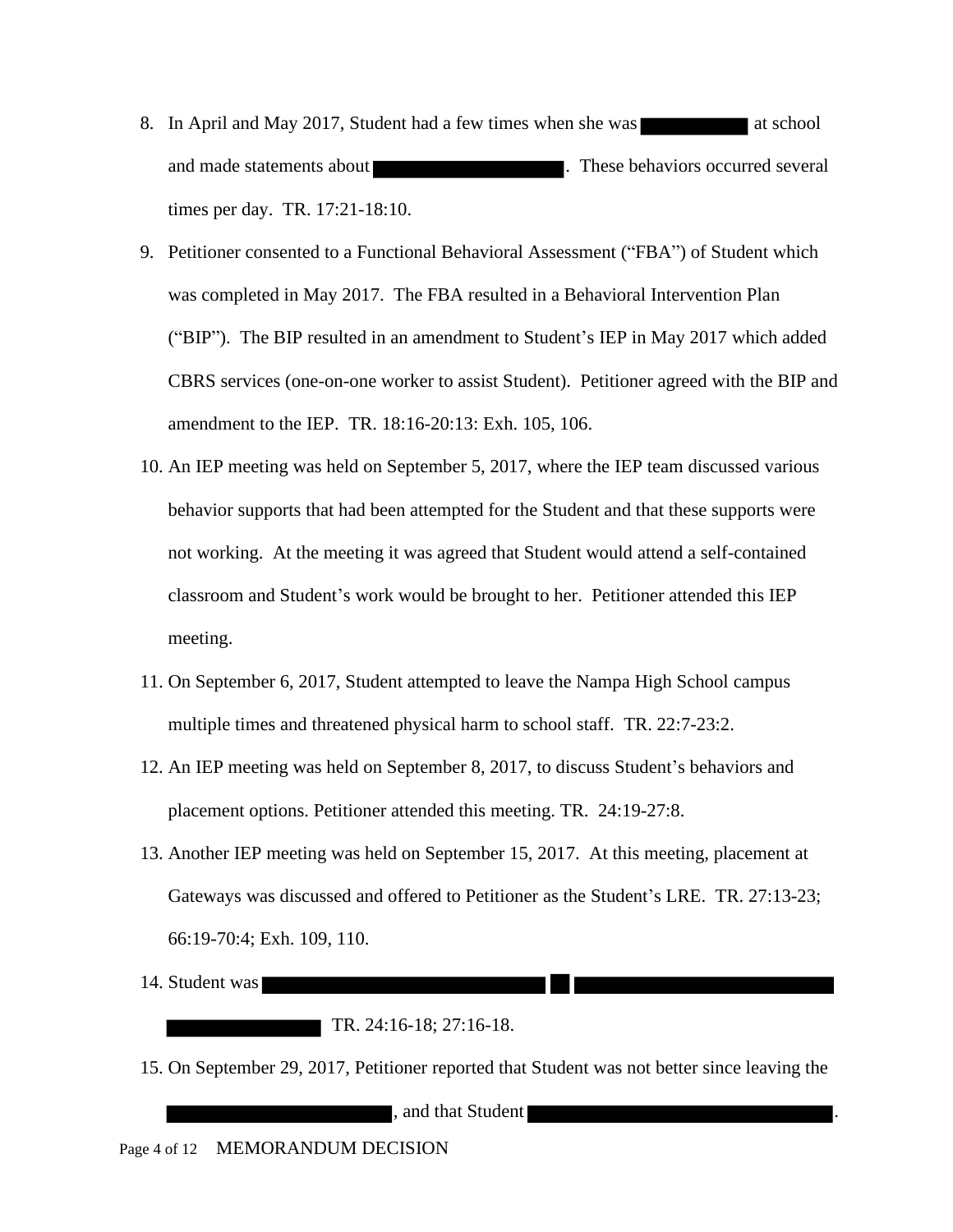8. In April and May 2017, Student had a few times when she was [REDACTED] at school and made statements about [REDACTED]. These behaviors occurred several times per day. TR. 17:21-18:10.
9. Petitioner consented to a Functional Behavioral Assessment ("FBA") of Student which was completed in May 2017. The FBA resulted in a Behavioral Intervention Plan ("BIP"). The BIP resulted in an amendment to Student's IEP in May 2017 which added CBRS services (one-on-one worker to assist Student). Petitioner agreed with the BIP and amendment to the IEP. TR. 18:16-20:13: Exh. 105, 106.
10. An IEP meeting was held on September 5, 2017, where the IEP team discussed various behavior supports that had been attempted for the Student and that these supports were not working. At the meeting it was agreed that Student would attend a self-contained classroom and Student's work would be brought to her. Petitioner attended this IEP meeting.
11. On September 6, 2017, Student attempted to leave the Nampa High School campus multiple times and threatened physical harm to school staff. TR. 22:7-23:2.
12. An IEP meeting was held on September 8, 2017, to discuss Student's behaviors and placement options. Petitioner attended this meeting. TR. 24:19-27:8.
13. Another IEP meeting was held on September 15, 2017. At this meeting, placement at Gateways was discussed and offered to Petitioner as the Student's LRE. TR. 27:13-23; 66:19-70:4; Exh. 109, 110.
14. Student was [REDACTED] [REDACTED] [REDACTED] [REDACTED] TR. 24:16-18; 27:16-18.
15. On September 29, 2017, Petitioner reported that Student was not better since leaving the [REDACTED], and that Student [REDACTED].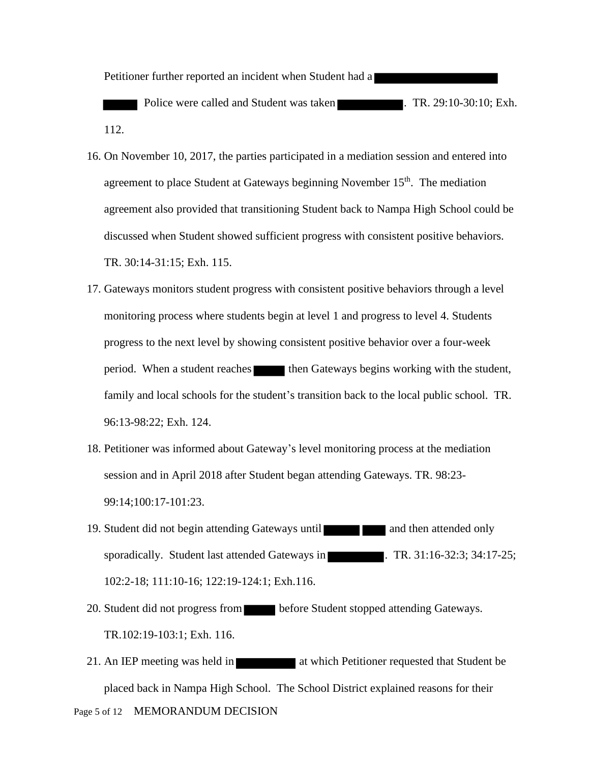Petitioner further reported an incident when Student had a ██████████ ██████ Police were called and Student was taken ██████. TR. 29:10-30:10; Exh. 112.

16. On November 10, 2017, the parties participated in a mediation session and entered into agreement to place Student at Gateways beginning November 15th. The mediation agreement also provided that transitioning Student back to Nampa High School could be discussed when Student showed sufficient progress with consistent positive behaviors. TR. 30:14-31:15; Exh. 115.
17. Gateways monitors student progress with consistent positive behaviors through a level monitoring process where students begin at level 1 and progress to level 4. Students progress to the next level by showing consistent positive behavior over a four-week period. When a student reaches ██████ then Gateways begins working with the student, family and local schools for the student's transition back to the local public school. TR. 96:13-98:22; Exh. 124.
18. Petitioner was informed about Gateway's level monitoring process at the mediation session and in April 2018 after Student began attending Gateways. TR. 98:23-99:14;100:17-101:23.
19. Student did not begin attending Gateways until ██████ ██████ and then attended only sporadically. Student last attended Gateways in ██████. TR. 31:16-32:3; 34:17-25; 102:2-18; 111:10-16; 122:19-124:1; Exh.116.
20. Student did not progress from ██████ before Student stopped attending Gateways. TR.102:19-103:1; Exh. 116.
21. An IEP meeting was held in ██████ at which Petitioner requested that Student be placed back in Nampa High School. The School District explained reasons for their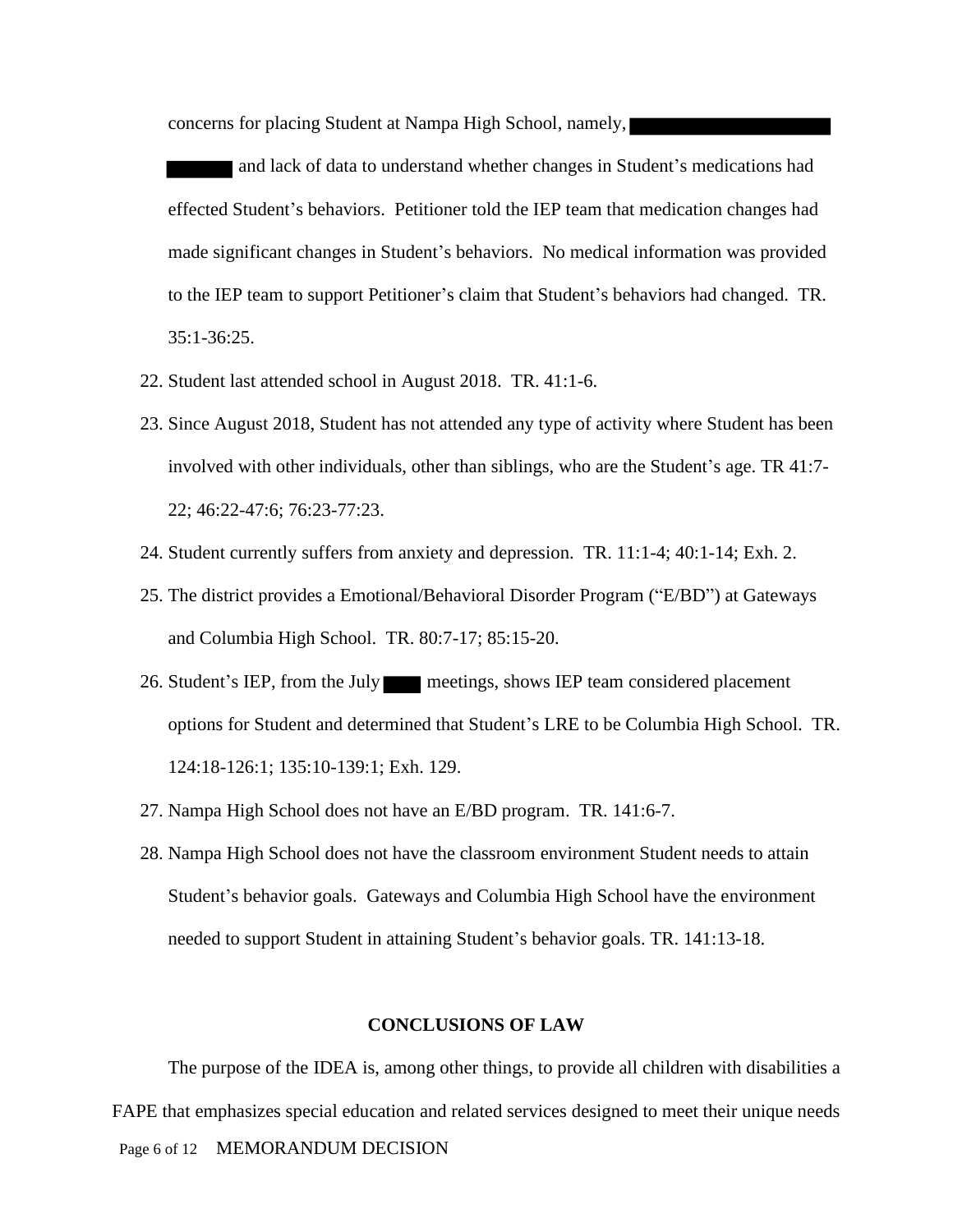concerns for placing Student at Nampa High School, namely, ███████████ ███ and lack of data to understand whether changes in Student's medications had effected Student's behaviors. Petitioner told the IEP team that medication changes had made significant changes in Student's behaviors. No medical information was provided to the IEP team to support Petitioner's claim that Student's behaviors had changed. TR. 35:1-36:25.

22. Student last attended school in August 2018. TR. 41:1-6.
23. Since August 2018, Student has not attended any type of activity where Student has been involved with other individuals, other than siblings, who are the Student's age. TR 41:7-22; 46:22-47:6; 76:23-77:23.
24. Student currently suffers from anxiety and depression. TR. 11:1-4; 40:1-14; Exh. 2.
25. The district provides a Emotional/Behavioral Disorder Program ("E/BD") at Gateways and Columbia High School. TR. 80:7-17; 85:15-20.
26. Student's IEP, from the July ██ meetings, shows IEP team considered placement options for Student and determined that Student's LRE to be Columbia High School. TR. 124:18-126:1; 135:10-139:1; Exh. 129.
27. Nampa High School does not have an E/BD program. TR. 141:6-7.
28. Nampa High School does not have the classroom environment Student needs to attain Student's behavior goals. Gateways and Columbia High School have the environment needed to support Student in attaining Student's behavior goals. TR. 141:13-18.

## CONCLUSIONS OF LAW

The purpose of the IDEA is, among other things, to provide all children with disabilities a FAPE that emphasizes special education and related services designed to meet their unique needs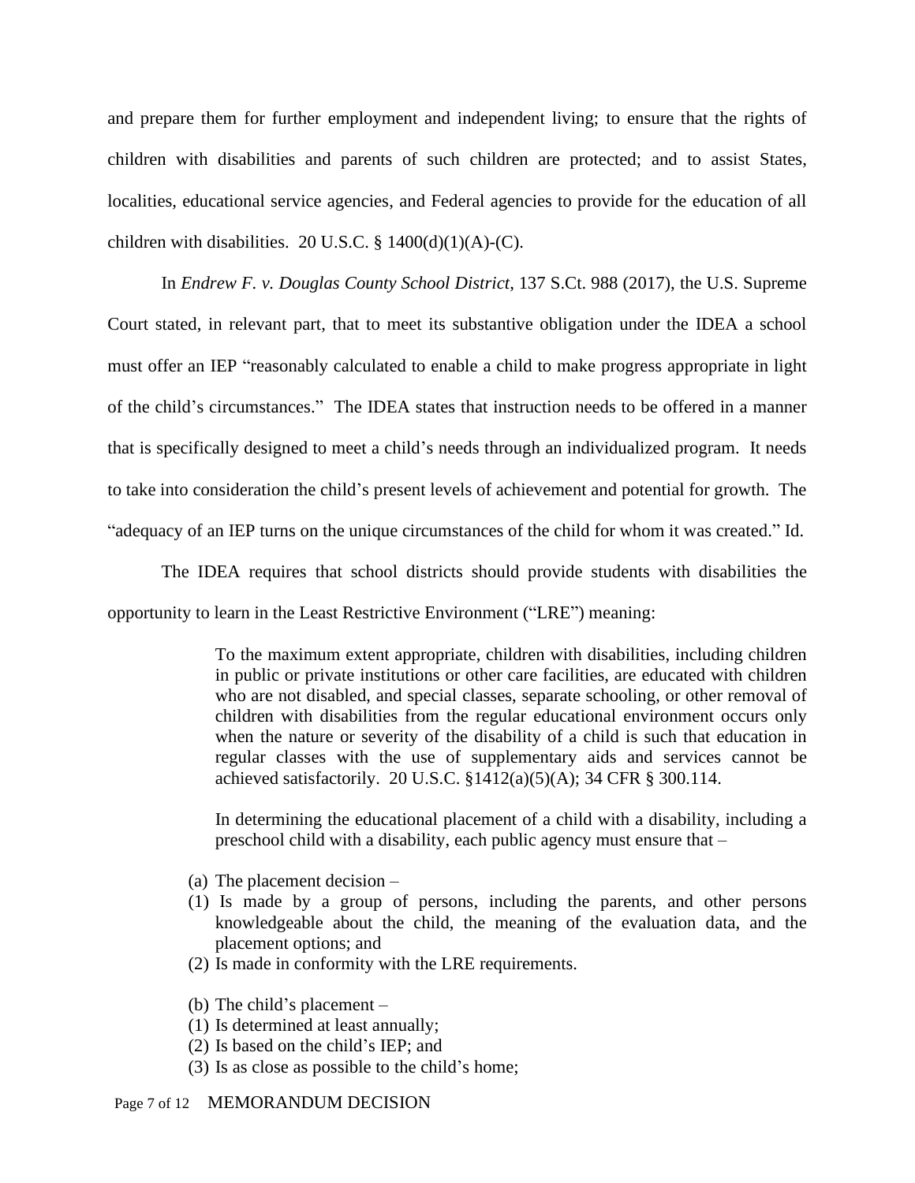and prepare them for further employment and independent living; to ensure that the rights of children with disabilities and parents of such children are protected; and to assist States, localities, educational service agencies, and Federal agencies to provide for the education of all children with disabilities. 20 U.S.C. § 1400(d)(1)(A)-(C).

In *Endrew F. v. Douglas County School District*, 137 S.Ct. 988 (2017), the U.S. Supreme Court stated, in relevant part, that to meet its substantive obligation under the IDEA a school must offer an IEP "reasonably calculated to enable a child to make progress appropriate in light of the child's circumstances." The IDEA states that instruction needs to be offered in a manner that is specifically designed to meet a child's needs through an individualized program. It needs to take into consideration the child's present levels of achievement and potential for growth. The "adequacy of an IEP turns on the unique circumstances of the child for whom it was created." Id.

The IDEA requires that school districts should provide students with disabilities the opportunity to learn in the Least Restrictive Environment ("LRE") meaning:

> To the maximum extent appropriate, children with disabilities, including children in public or private institutions or other care facilities, are educated with children who are not disabled, and special classes, separate schooling, or other removal of children with disabilities from the regular educational environment occurs only when the nature or severity of the disability of a child is such that education in regular classes with the use of supplementary aids and services cannot be achieved satisfactorily. 20 U.S.C. §1412(a)(5)(A); 34 CFR § 300.114.
>
> In determining the educational placement of a child with a disability, including a preschool child with a disability, each public agency must ensure that –
>
> (a) The placement decision –
> (1) Is made by a group of persons, including the parents, and other persons knowledgeable about the child, the meaning of the evaluation data, and the placement options; and
> (2) Is made in conformity with the LRE requirements.
>
> (b) The child's placement –
> (1) Is determined at least annually;
> (2) Is based on the child's IEP; and
> (3) Is as close as possible to the child's home;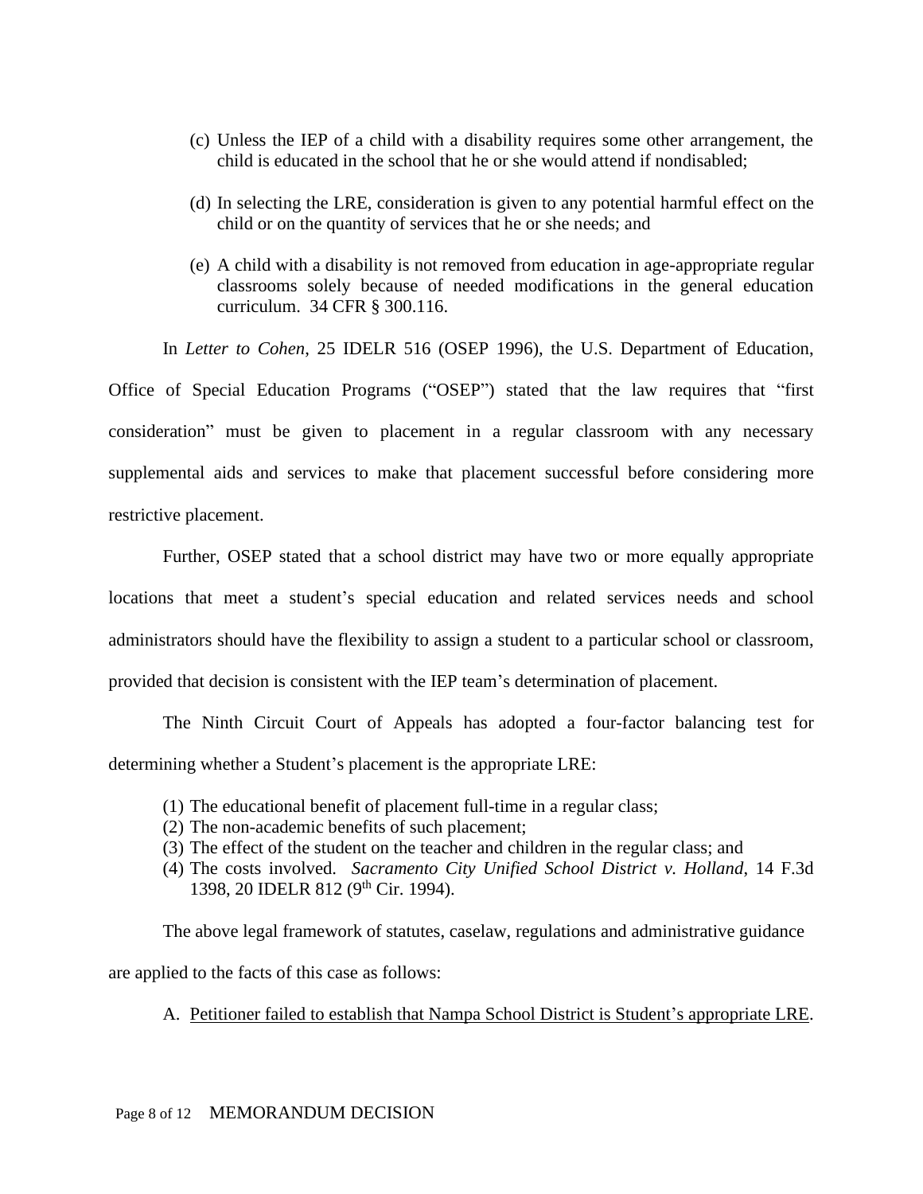(c) Unless the IEP of a child with a disability requires some other arrangement, the child is educated in the school that he or she would attend if nondisabled;

(d) In selecting the LRE, consideration is given to any potential harmful effect on the child or on the quantity of services that he or she needs; and

(e) A child with a disability is not removed from education in age-appropriate regular classrooms solely because of needed modifications in the general education curriculum. 34 CFR § 300.116.

In *Letter to Cohen*, 25 IDELR 516 (OSEP 1996), the U.S. Department of Education, Office of Special Education Programs ("OSEP") stated that the law requires that "first consideration" must be given to placement in a regular classroom with any necessary supplemental aids and services to make that placement successful before considering more restrictive placement.

Further, OSEP stated that a school district may have two or more equally appropriate locations that meet a student's special education and related services needs and school administrators should have the flexibility to assign a student to a particular school or classroom, provided that decision is consistent with the IEP team's determination of placement.

The Ninth Circuit Court of Appeals has adopted a four-factor balancing test for determining whether a Student's placement is the appropriate LRE:

(1) The educational benefit of placement full-time in a regular class;
(2) The non-academic benefits of such placement;
(3) The effect of the student on the teacher and children in the regular class; and
(4) The costs involved. *Sacramento City Unified School District v. Holland*, 14 F.3d 1398, 20 IDELR 812 (9th Cir. 1994).

The above legal framework of statutes, caselaw, regulations and administrative guidance are applied to the facts of this case as follows:

A. <u>Petitioner failed to establish that Nampa School District is Student's appropriate LRE</u>.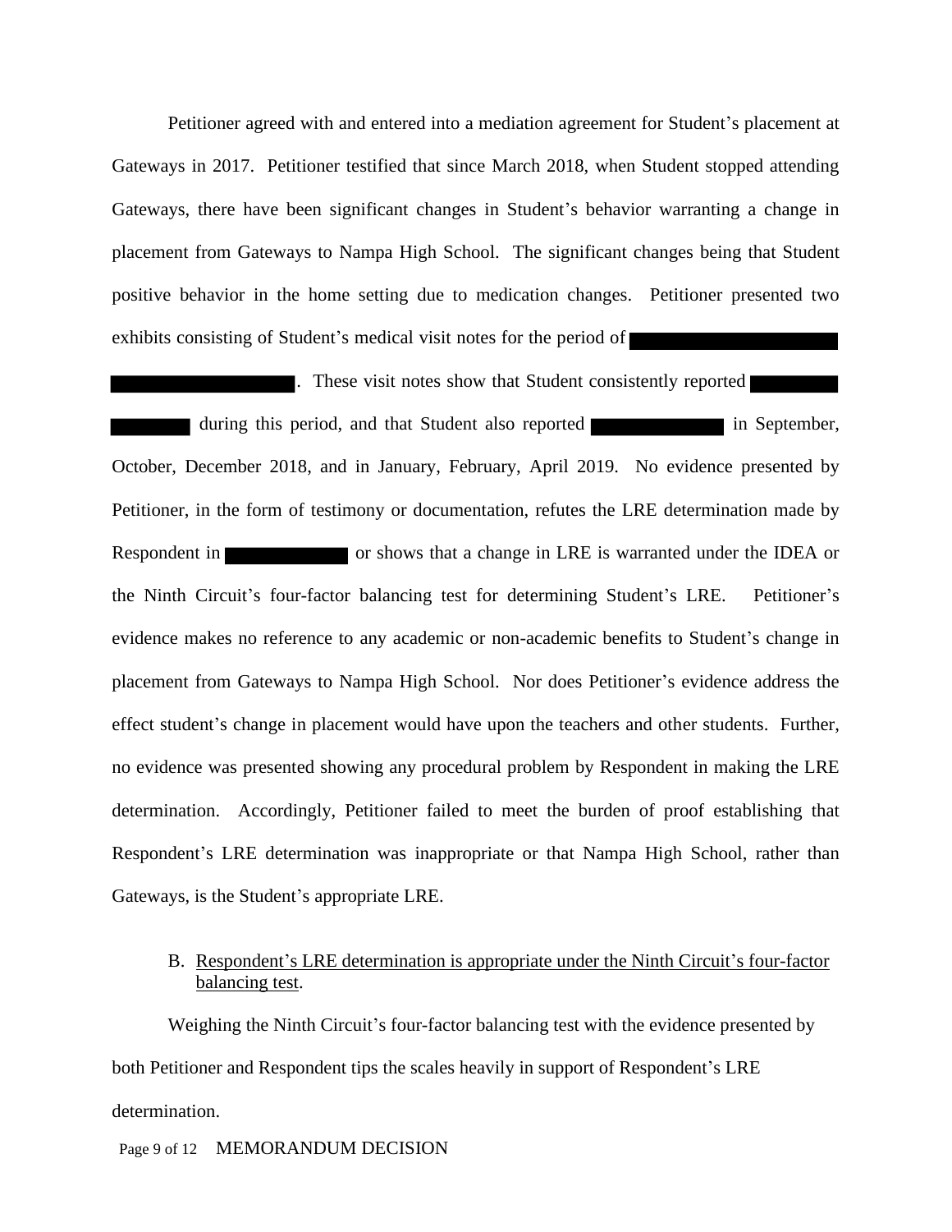Petitioner agreed with and entered into a mediation agreement for Student's placement at Gateways in 2017. Petitioner testified that since March 2018, when Student stopped attending Gateways, there have been significant changes in Student's behavior warranting a change in placement from Gateways to Nampa High School. The significant changes being that Student positive behavior in the home setting due to medication changes. Petitioner presented two exhibits consisting of Student's medical visit notes for the period of [REDACTED] [REDACTED]. These visit notes show that Student consistently reported [REDACTED] [REDACTED] during this period, and that Student also reported [REDACTED] in September, October, December 2018, and in January, February, April 2019. No evidence presented by Petitioner, in the form of testimony or documentation, refutes the LRE determination made by Respondent in [REDACTED] or shows that a change in LRE is warranted under the IDEA or the Ninth Circuit's four-factor balancing test for determining Student's LRE. Petitioner's evidence makes no reference to any academic or non-academic benefits to Student's change in placement from Gateways to Nampa High School. Nor does Petitioner's evidence address the effect student's change in placement would have upon the teachers and other students. Further, no evidence was presented showing any procedural problem by Respondent in making the LRE determination. Accordingly, Petitioner failed to meet the burden of proof establishing that Respondent's LRE determination was inappropriate or that Nampa High School, rather than Gateways, is the Student's appropriate LRE.

B. <u>Respondent's LRE determination is appropriate under the Ninth Circuit's four-factor balancing test</u>.

Weighing the Ninth Circuit's four-factor balancing test with the evidence presented by both Petitioner and Respondent tips the scales heavily in support of Respondent's LRE determination.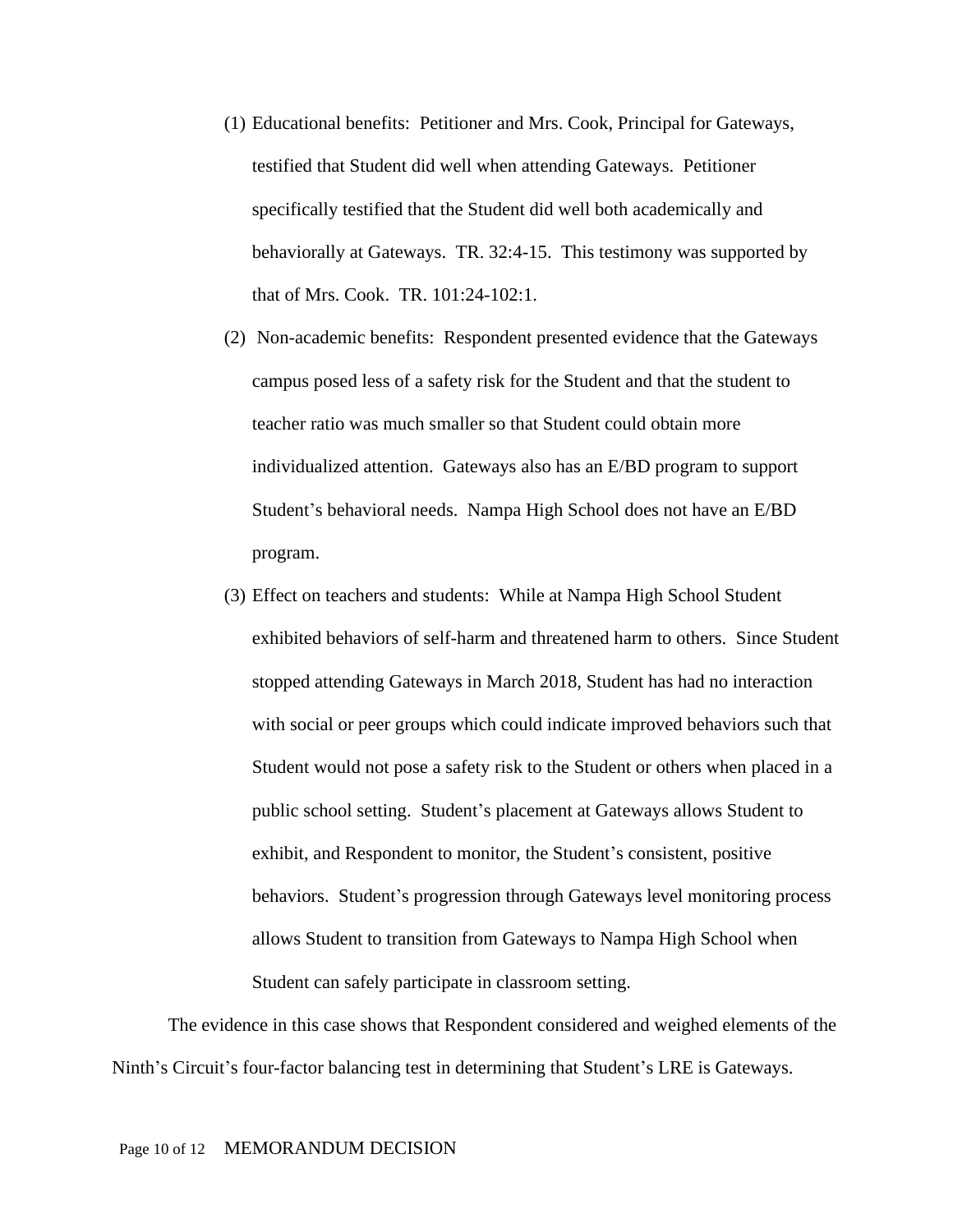(1) Educational benefits: Petitioner and Mrs. Cook, Principal for Gateways, testified that Student did well when attending Gateways. Petitioner specifically testified that the Student did well both academically and behaviorally at Gateways. TR. 32:4-15. This testimony was supported by that of Mrs. Cook. TR. 101:24-102:1.

(2) Non-academic benefits: Respondent presented evidence that the Gateways campus posed less of a safety risk for the Student and that the student to teacher ratio was much smaller so that Student could obtain more individualized attention. Gateways also has an E/BD program to support Student's behavioral needs. Nampa High School does not have an E/BD program.

(3) Effect on teachers and students: While at Nampa High School Student exhibited behaviors of self-harm and threatened harm to others. Since Student stopped attending Gateways in March 2018, Student has had no interaction with social or peer groups which could indicate improved behaviors such that Student would not pose a safety risk to the Student or others when placed in a public school setting. Student's placement at Gateways allows Student to exhibit, and Respondent to monitor, the Student's consistent, positive behaviors. Student's progression through Gateways level monitoring process allows Student to transition from Gateways to Nampa High School when Student can safely participate in classroom setting.

The evidence in this case shows that Respondent considered and weighed elements of the Ninth's Circuit's four-factor balancing test in determining that Student's LRE is Gateways.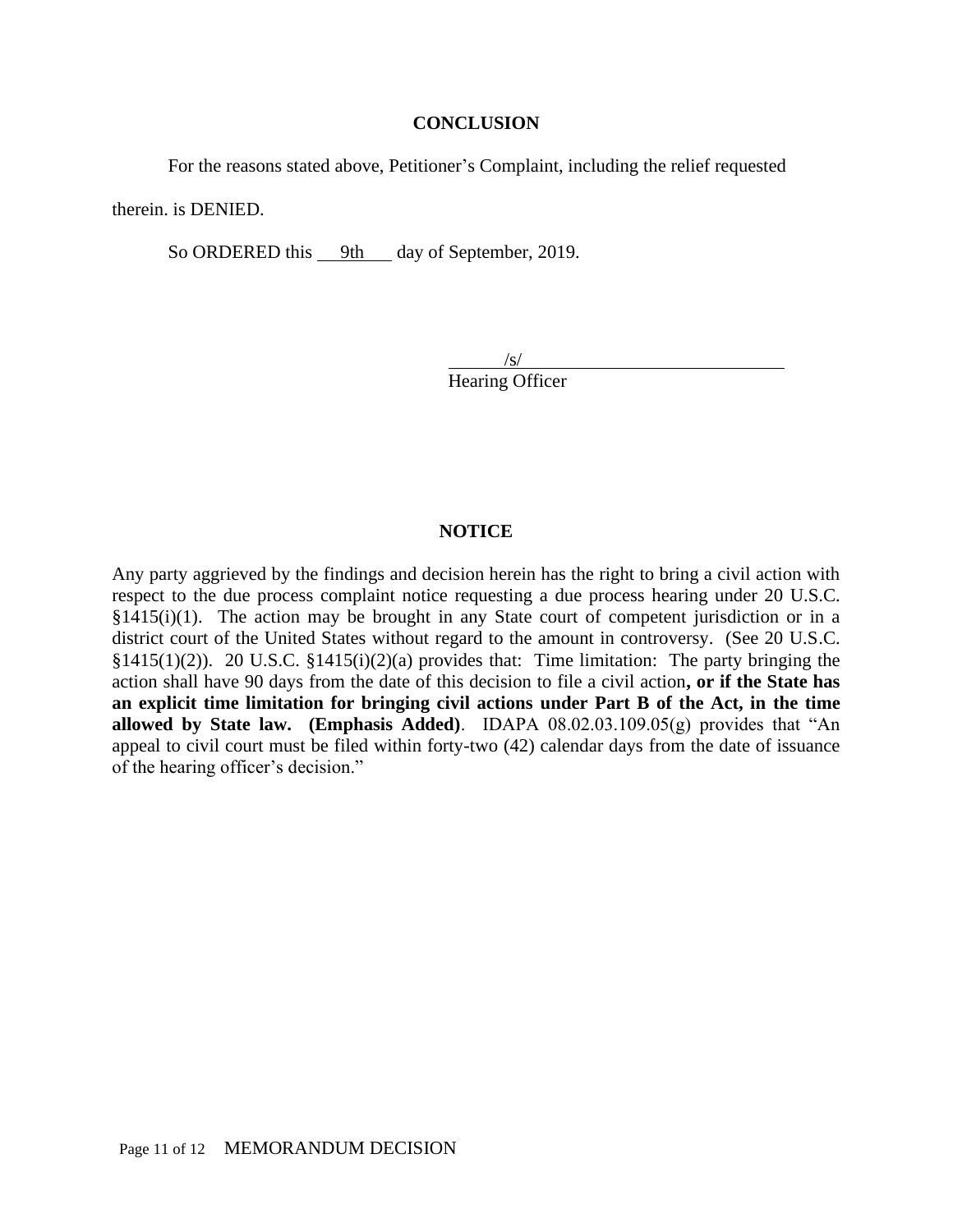## CONCLUSION

For the reasons stated above, Petitioner's Complaint, including the relief requested therein. is DENIED.

So ORDERED this 9th day of September, 2019.

/s/
Hearing Officer

## NOTICE

Any party aggrieved by the findings and decision herein has the right to bring a civil action with respect to the due process complaint notice requesting a due process hearing under 20 U.S.C. §1415(i)(1). The action may be brought in any State court of competent jurisdiction or in a district court of the United States without regard to the amount in controversy. (See 20 U.S.C. §1415(1)(2)). 20 U.S.C. §1415(i)(2)(a) provides that: Time limitation: The party bringing the action shall have 90 days from the date of this decision to file a civil action**, or if the State has an explicit time limitation for bringing civil actions under Part B of the Act, in the time allowed by State law. (Emphasis Added)**. IDAPA 08.02.03.109.05(g) provides that "An appeal to civil court must be filed within forty-two (42) calendar days from the date of issuance of the hearing officer's decision."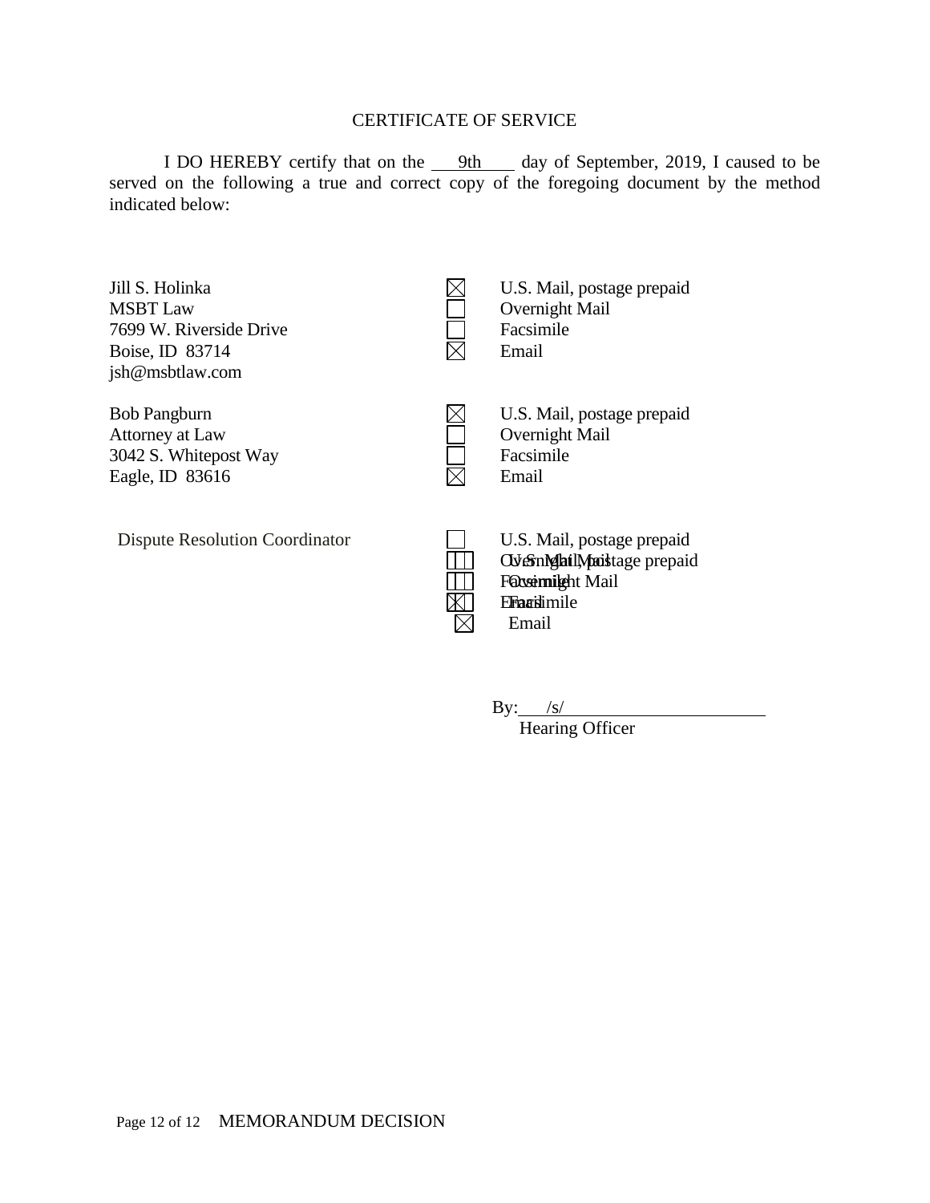CERTIFICATE OF SERVICE

I DO HEREBY certify that on the 9th day of September, 2019, I caused to be served on the following a true and correct copy of the foregoing document by the method indicated below:

| | | |
|---|---|---|
| Jill S. Holinka<br>MSBT Law<br>7699 W. Riverside Drive<br>Boise, ID 83714<br>jsh@msbtlaw.com | ☒<br>☐<br>☐<br>☒ | U.S. Mail, postage prepaid<br>Overnight Mail<br>Facsimile<br>Email |
| Bob Pangburn<br>Attorney at Law<br>3042 S. Whitepost Way<br>Eagle, ID 83616 | ☒<br>☐<br>☐<br>☒ | U.S. Mail, postage prepaid<br>Overnight Mail<br>Facsimile<br>Email |
| Dispute Resolution Coordinator | ☐<br>☐<br>☐<br>☒ | U.S. Mail, postage prepaid<br>Overnight Mail<br>Facsimile<br>Email |

By: /s/
Hearing Officer